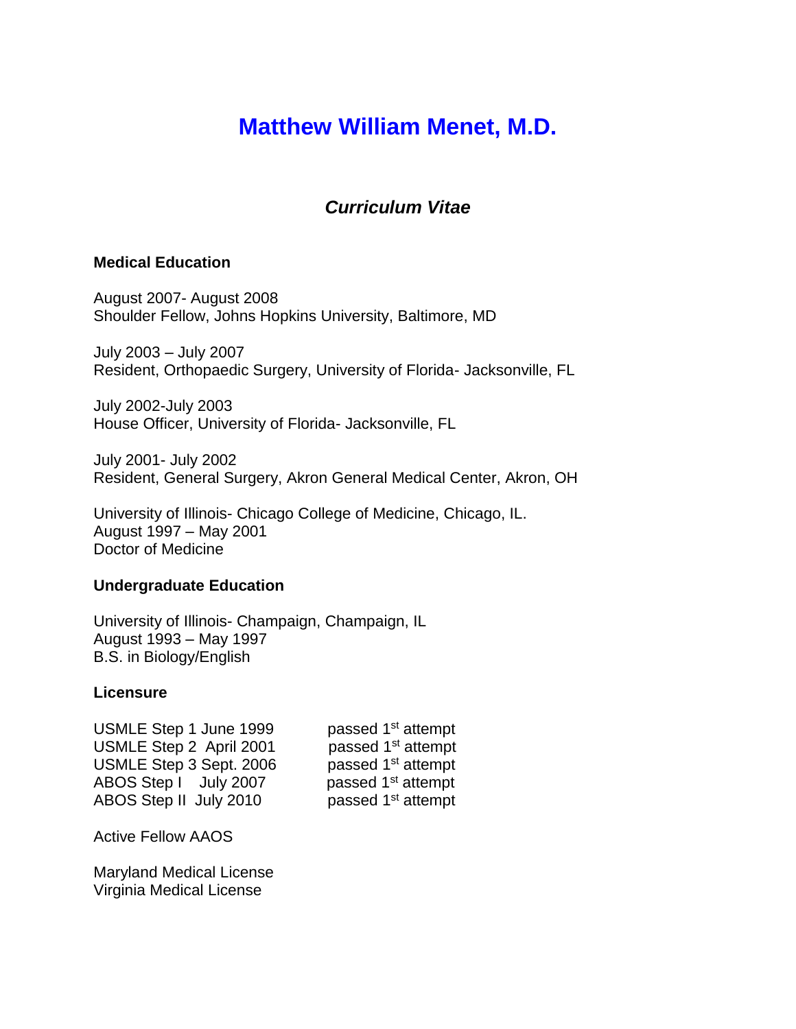# Matthew William Menet, M.D.

## *Curriculum Vitae*

**Medical Education**

August 2007- August 2008
Shoulder Fellow, Johns Hopkins University, Baltimore, MD

July 2003 – July 2007
Resident, Orthopaedic Surgery, University of Florida- Jacksonville, FL

July 2002-July 2003
House Officer, University of Florida- Jacksonville, FL

July 2001- July 2002
Resident, General Surgery, Akron General Medical Center, Akron, OH

University of Illinois- Chicago College of Medicine, Chicago, IL.
August 1997 – May 2001
Doctor of Medicine

**Undergraduate Education**

University of Illinois- Champaign, Champaign, IL
August 1993 – May 1997
B.S. in Biology/English

**Licensure**

| | |
|---|---|
| USMLE Step 1 June 1999 | passed 1st attempt |
| USMLE Step 2 April 2001 | passed 1st attempt |
| USMLE Step 3 Sept. 2006 | passed 1st attempt |
| ABOS Step I July 2007 | passed 1st attempt |
| ABOS Step II July 2010 | passed 1st attempt |

Active Fellow AAOS

Maryland Medical License
Virginia Medical License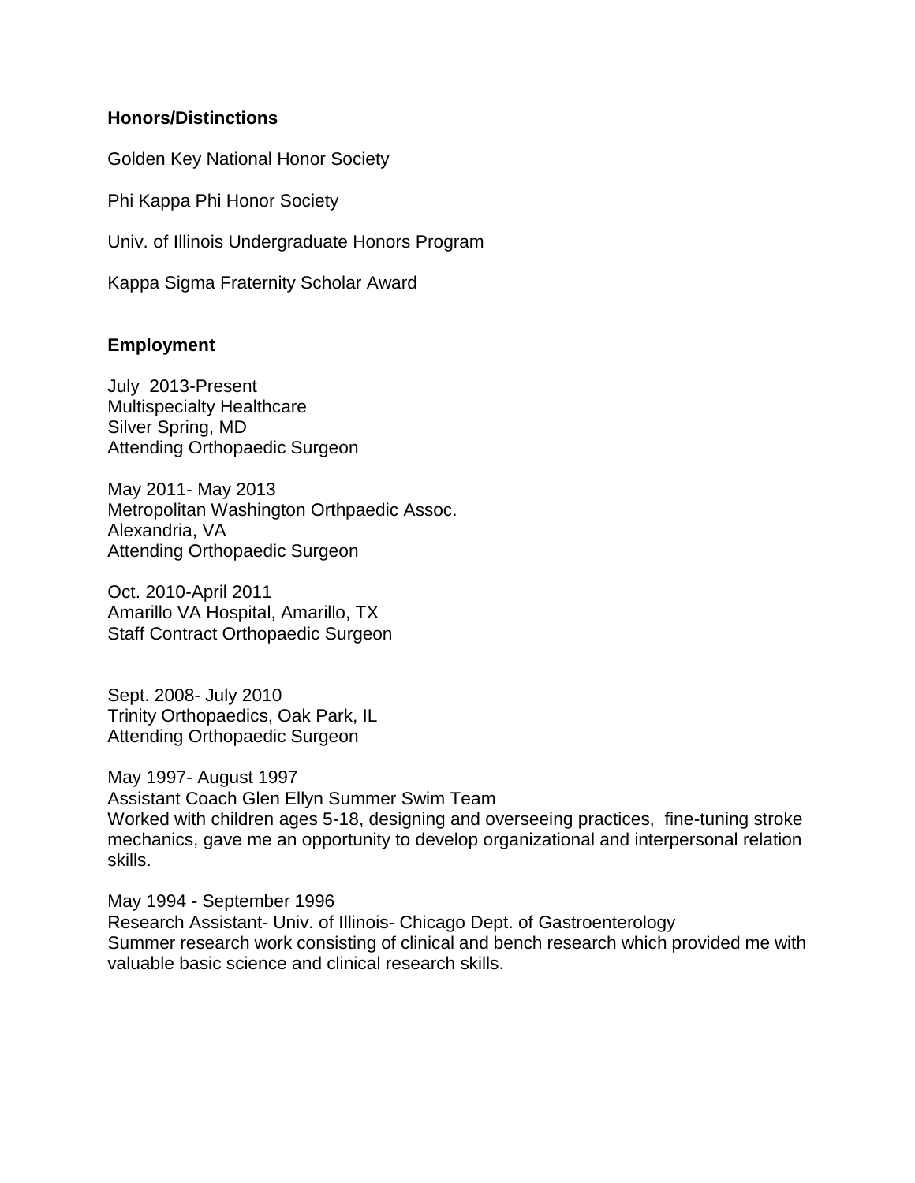**Honors/Distinctions**

Golden Key National Honor Society

Phi Kappa Phi Honor Society

Univ. of Illinois Undergraduate Honors Program

Kappa Sigma Fraternity Scholar Award

**Employment**

July 2013-Present
Multispecialty Healthcare
Silver Spring, MD
Attending Orthopaedic Surgeon

May 2011- May 2013
Metropolitan Washington Orthpaedic Assoc.
Alexandria, VA
Attending Orthopaedic Surgeon

Oct. 2010-April 2011
Amarillo VA Hospital, Amarillo, TX
Staff Contract Orthopaedic Surgeon

Sept. 2008- July 2010
Trinity Orthopaedics, Oak Park, IL
Attending Orthopaedic Surgeon

May 1997- August 1997
Assistant Coach Glen Ellyn Summer Swim Team
Worked with children ages 5-18, designing and overseeing practices, fine-tuning stroke mechanics, gave me an opportunity to develop organizational and interpersonal relation skills.

May 1994 - September 1996
Research Assistant- Univ. of Illinois- Chicago Dept. of Gastroenterology
Summer research work consisting of clinical and bench research which provided me with valuable basic science and clinical research skills.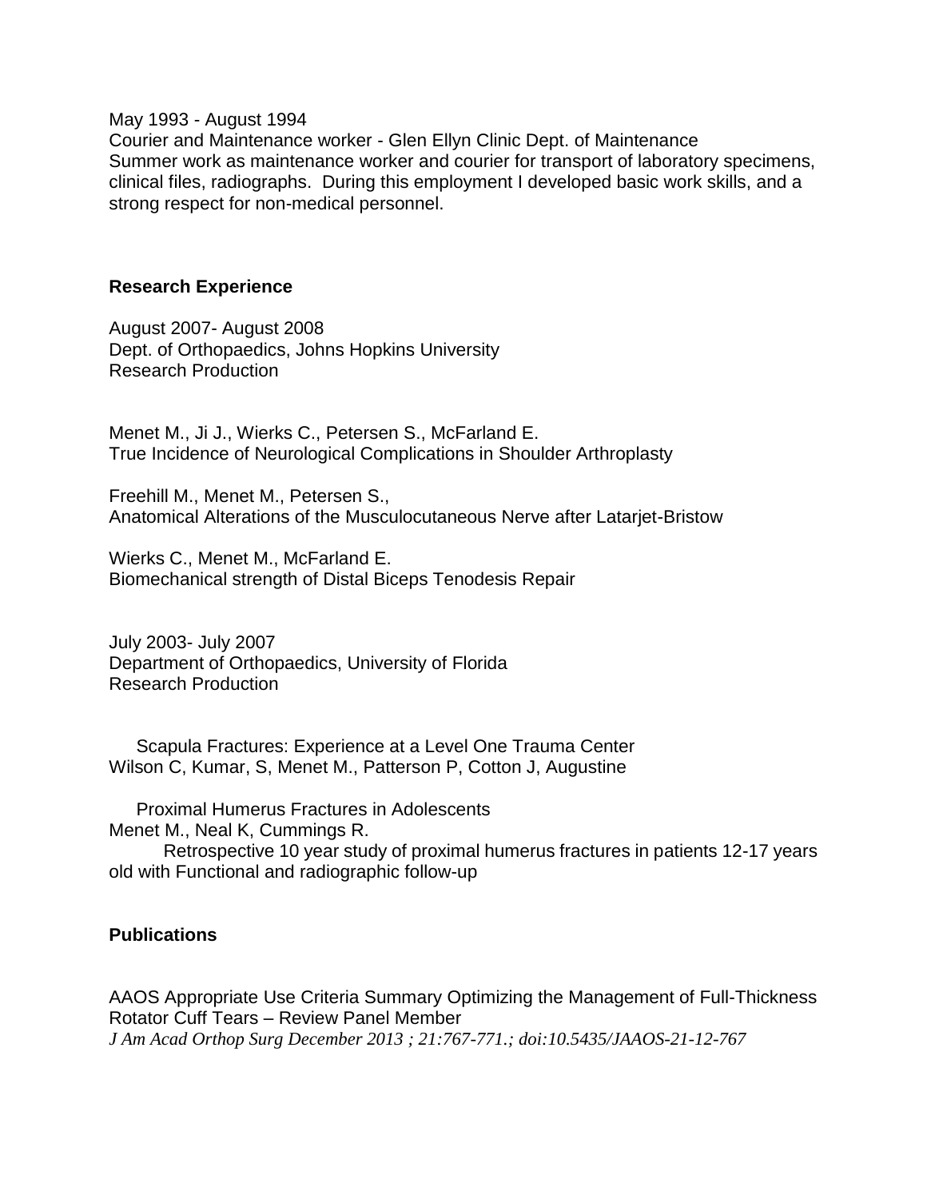May 1993 - August 1994
Courier and Maintenance worker - Glen Ellyn Clinic Dept. of Maintenance
Summer work as maintenance worker and courier for transport of laboratory specimens, clinical files, radiographs. During this employment I developed basic work skills, and a strong respect for non-medical personnel.

**Research Experience**

August 2007- August 2008
Dept. of Orthopaedics, Johns Hopkins University
Research Production

Menet M., Ji J., Wierks C., Petersen S., McFarland E.
True Incidence of Neurological Complications in Shoulder Arthroplasty

Freehill M., Menet M., Petersen S.,
Anatomical Alterations of the Musculocutaneous Nerve after Latarjet-Bristow

Wierks C., Menet M., McFarland E.
Biomechanical strength of Distal Biceps Tenodesis Repair

July 2003- July 2007
Department of Orthopaedics, University of Florida
Research Production

Scapula Fractures: Experience at a Level One Trauma Center
Wilson C, Kumar, S, Menet M., Patterson P, Cotton J, Augustine

Proximal Humerus Fractures in Adolescents
Menet M., Neal K, Cummings R.
Retrospective 10 year study of proximal humerus fractures in patients 12-17 years old with Functional and radiographic follow-up

**Publications**

AAOS Appropriate Use Criteria Summary Optimizing the Management of Full-Thickness Rotator Cuff Tears – Review Panel Member
*J Am Acad Orthop Surg December 2013 ; 21:767-771.; doi:10.5435/JAAOS-21-12-767*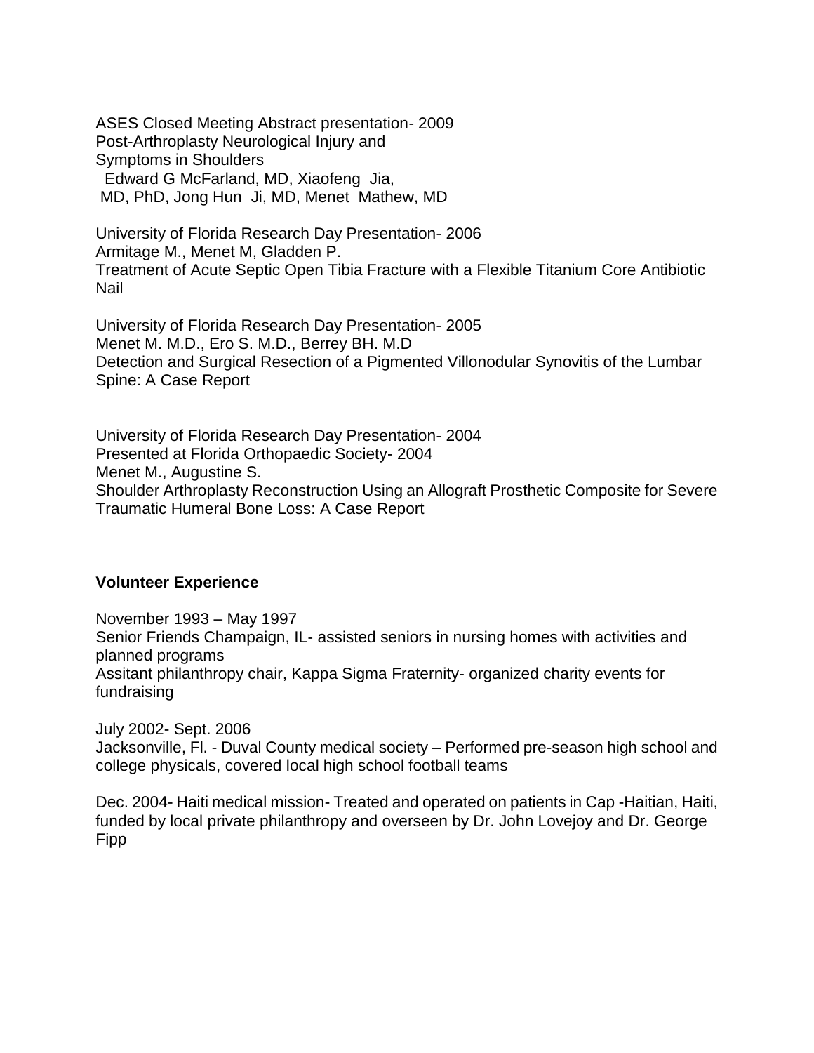ASES Closed Meeting Abstract presentation- 2009
Post-Arthroplasty Neurological Injury and
Symptoms in Shoulders
Edward G McFarland, MD, Xiaofeng Jia,
MD, PhD, Jong Hun Ji, MD, Menet Mathew, MD

University of Florida Research Day Presentation- 2006
Armitage M., Menet M, Gladden P.
Treatment of Acute Septic Open Tibia Fracture with a Flexible Titanium Core Antibiotic Nail

University of Florida Research Day Presentation- 2005
Menet M. M.D., Ero S. M.D., Berrey BH. M.D
Detection and Surgical Resection of a Pigmented Villonodular Synovitis of the Lumbar Spine: A Case Report

University of Florida Research Day Presentation- 2004
Presented at Florida Orthopaedic Society- 2004
Menet M., Augustine S.
Shoulder Arthroplasty Reconstruction Using an Allograft Prosthetic Composite for Severe Traumatic Humeral Bone Loss: A Case Report

**Volunteer Experience**

November 1993 – May 1997
Senior Friends Champaign, IL- assisted seniors in nursing homes with activities and planned programs
Assitant philanthropy chair, Kappa Sigma Fraternity- organized charity events for fundraising

July 2002- Sept. 2006
Jacksonville, Fl. - Duval County medical society – Performed pre-season high school and college physicals, covered local high school football teams

Dec. 2004- Haiti medical mission- Treated and operated on patients in Cap -Haitian, Haiti, funded by local private philanthropy and overseen by Dr. John Lovejoy and Dr. George Fipp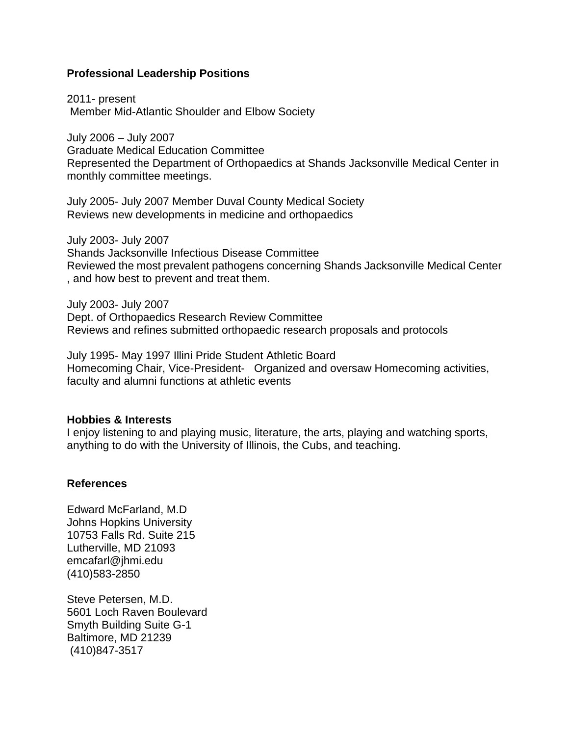**Professional Leadership Positions**

2011- present
Member Mid-Atlantic Shoulder and Elbow Society

July 2006 – July 2007
Graduate Medical Education Committee
Represented the Department of Orthopaedics at Shands Jacksonville Medical Center in monthly committee meetings.

July 2005- July 2007 Member Duval County Medical Society
Reviews new developments in medicine and orthopaedics

July 2003- July 2007
Shands Jacksonville Infectious Disease Committee
Reviewed the most prevalent pathogens concerning Shands Jacksonville Medical Center , and how best to prevent and treat them.

July 2003- July 2007
Dept. of Orthopaedics Research Review Committee
Reviews and refines submitted orthopaedic research proposals and protocols

July 1995- May 1997 Illini Pride Student Athletic Board
Homecoming Chair, Vice-President- Organized and oversaw Homecoming activities, faculty and alumni functions at athletic events

**Hobbies & Interests**
I enjoy listening to and playing music, literature, the arts, playing and watching sports, anything to do with the University of Illinois, the Cubs, and teaching.

**References**

Edward McFarland, M.D
Johns Hopkins University
10753 Falls Rd. Suite 215
Lutherville, MD 21093
emcafarl@jhmi.edu
(410)583-2850

Steve Petersen, M.D.
5601 Loch Raven Boulevard
Smyth Building Suite G-1
Baltimore, MD 21239
(410)847-3517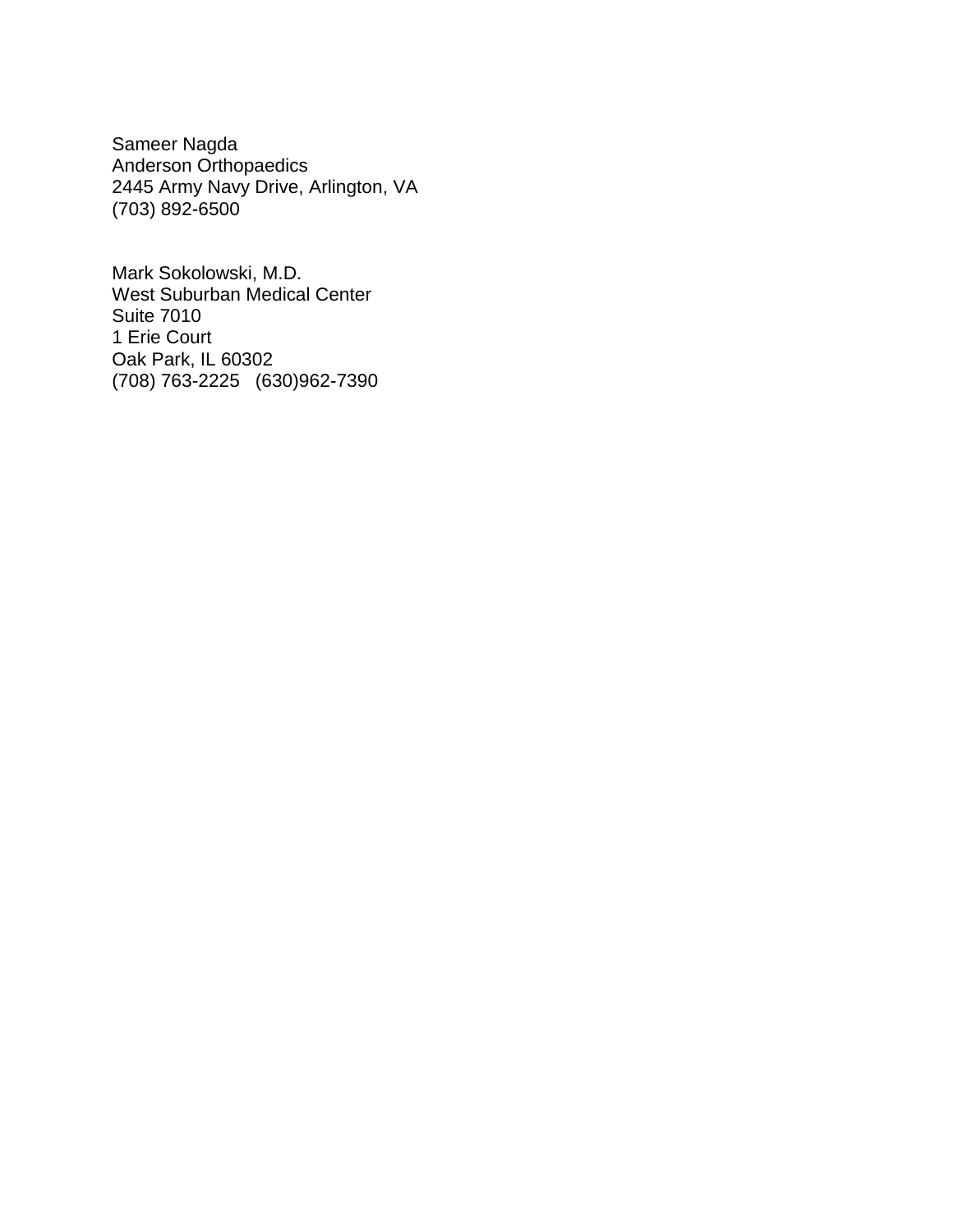Sameer Nagda
Anderson Orthopaedics
2445 Army Navy Drive, Arlington, VA
(703) 892-6500

Mark Sokolowski, M.D.
West Suburban Medical Center
Suite 7010
1 Erie Court
Oak Park, IL 60302
(708) 763-2225   (630)962-7390